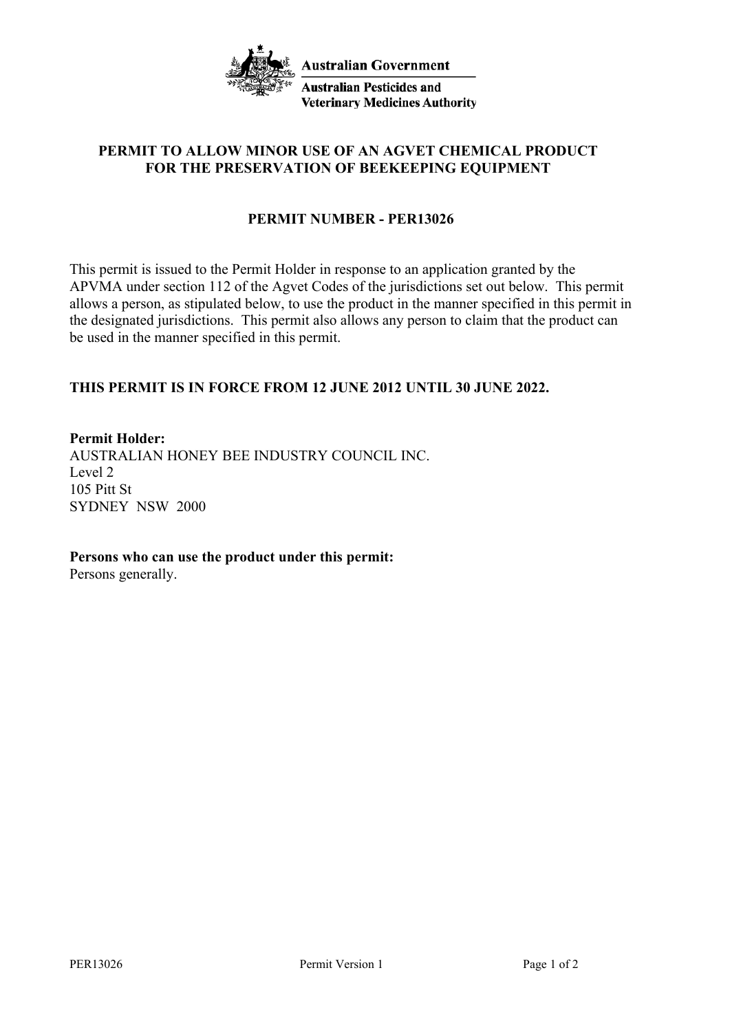Australian Government

Australian Pesticides and Veterinary Medicines Authority

# PERMIT TO ALLOW MINOR USE OF AN AGVET CHEMICAL PRODUCT FOR THE PRESERVATION OF BEEKEEPING EQUIPMENT

## PERMIT NUMBER - PER13026

This permit is issued to the Permit Holder in response to an application granted by the APVMA under section 112 of the Agvet Codes of the jurisdictions set out below. This permit allows a person, as stipulated below, to use the product in the manner specified in this permit in the designated jurisdictions. This permit also allows any person to claim that the product can be used in the manner specified in this permit.

**THIS PERMIT IS IN FORCE FROM 12 JUNE 2012 UNTIL 30 JUNE 2022.**

**Permit Holder:**
AUSTRALIAN HONEY BEE INDUSTRY COUNCIL INC.
Level 2
105 Pitt St
SYDNEY NSW 2000

**Persons who can use the product under this permit:**
Persons generally.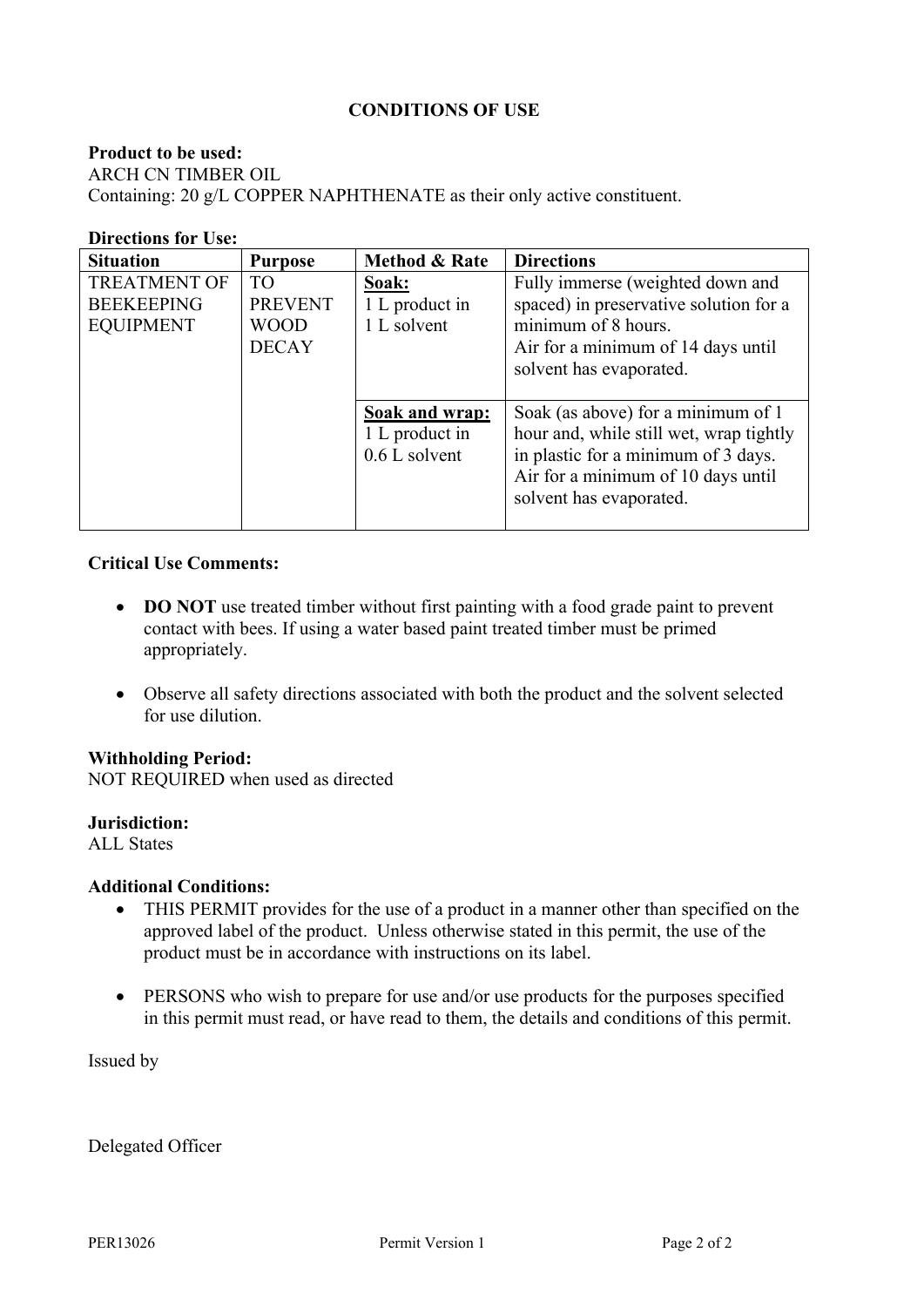## CONDITIONS OF USE

**Product to be used:**
ARCH CN TIMBER OIL
Containing: 20 g/L COPPER NAPHTHENATE as their only active constituent.

**Directions for Use:**

| Situation | Purpose | Method & Rate | Directions |
|---|---|---|---|
| TREATMENT OF BEEKEEPING EQUIPMENT | TO PREVENT WOOD DECAY | **Soak:** 1 L product in 1 L solvent | Fully immerse (weighted down and spaced) in preservative solution for a minimum of 8 hours. Air for a minimum of 14 days until solvent has evaporated. |
| | | **Soak and wrap:** 1 L product in 0.6 L solvent | Soak (as above) for a minimum of 1 hour and, while still wet, wrap tightly in plastic for a minimum of 3 days. Air for a minimum of 10 days until solvent has evaporated. |

**Critical Use Comments:**

- **DO NOT** use treated timber without first painting with a food grade paint to prevent contact with bees. If using a water based paint treated timber must be primed appropriately.
- Observe all safety directions associated with both the product and the solvent selected for use dilution.

**Withholding Period:**
NOT REQUIRED when used as directed

**Jurisdiction:**
ALL States

**Additional Conditions:**

- THIS PERMIT provides for the use of a product in a manner other than specified on the approved label of the product. Unless otherwise stated in this permit, the use of the product must be in accordance with instructions on its label.
- PERSONS who wish to prepare for use and/or use products for the purposes specified in this permit must read, or have read to them, the details and conditions of this permit.

Issued by

Delegated Officer